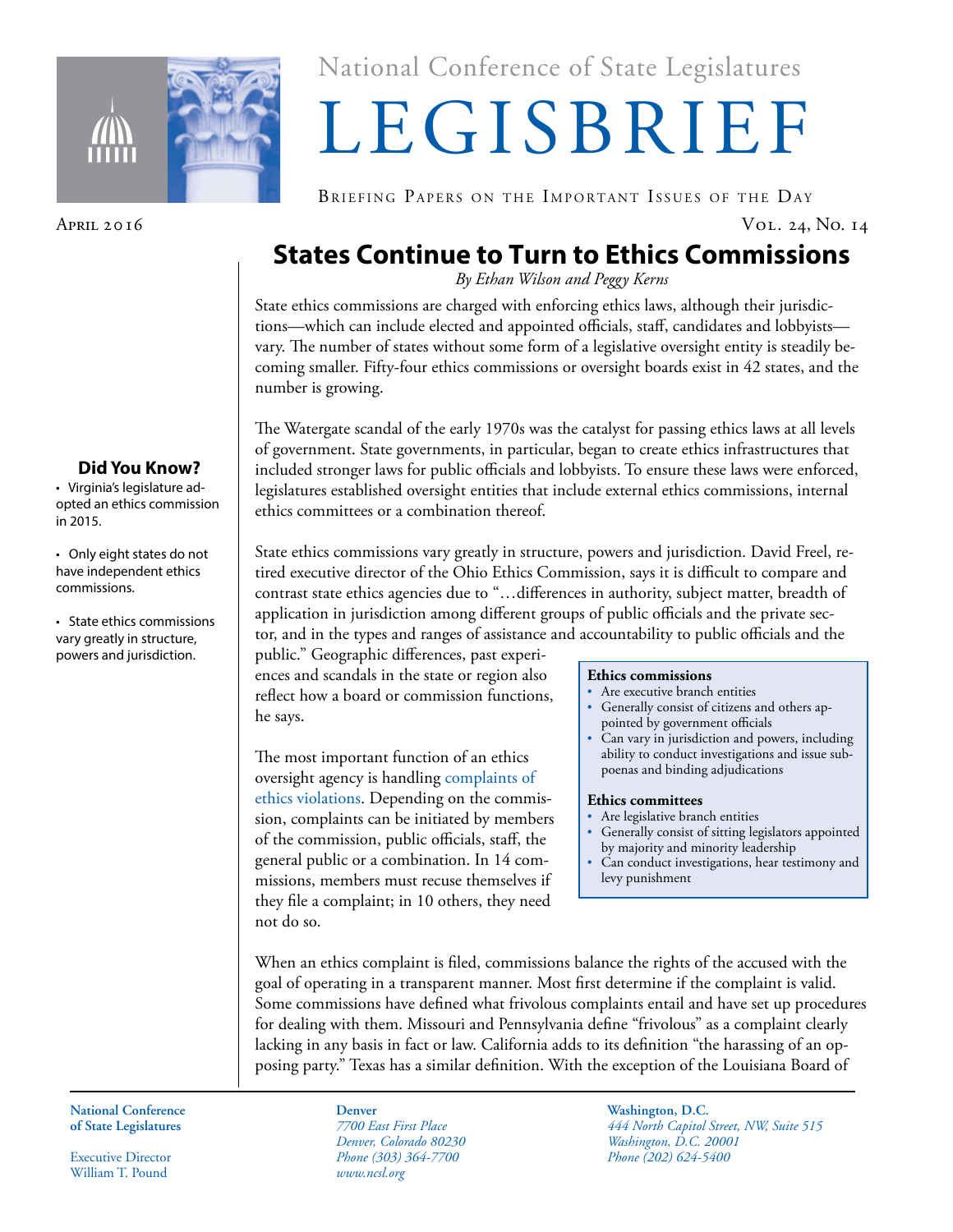National Conference of State Legislatures

# LEGISBRIEF

Briefing Papers on the Important Issues of the Day

April 2016 — Vol. 24, No. 14

## States Continue to Turn to Ethics Commissions

*By Ethan Wilson and Peggy Kerns*

State ethics commissions are charged with enforcing ethics laws, although their jurisdictions—which can include elected and appointed officials, staff, candidates and lobbyists—vary. The number of states without some form of a legislative oversight entity is steadily becoming smaller. Fifty-four ethics commissions or oversight boards exist in 42 states, and the number is growing.

The Watergate scandal of the early 1970s was the catalyst for passing ethics laws at all levels of government. State governments, in particular, began to create ethics infrastructures that included stronger laws for public officials and lobbyists. To ensure these laws were enforced, legislatures established oversight entities that include external ethics commissions, internal ethics committees or a combination thereof.

State ethics commissions vary greatly in structure, powers and jurisdiction. David Freel, retired executive director of the Ohio Ethics Commission, says it is difficult to compare and contrast state ethics agencies due to "…differences in authority, subject matter, breadth of application in jurisdiction among different groups of public officials and the private sector, and in the types and ranges of assistance and accountability to public officials and the public." Geographic differences, past experiences and scandals in the state or region also reflect how a board or commission functions, he says.

The most important function of an ethics oversight agency is handling complaints of ethics violations. Depending on the commission, complaints can be initiated by members of the commission, public officials, staff, the general public or a combination. In 14 commissions, members must recuse themselves if they file a complaint; in 10 others, they need not do so.

**Ethics commissions**

- Are executive branch entities
- Generally consist of citizens and others appointed by government officials
- Can vary in jurisdiction and powers, including ability to conduct investigations and issue subpoenas and binding adjudications

**Ethics committees**

- Are legislative branch entities
- Generally consist of sitting legislators appointed by majority and minority leadership
- Can conduct investigations, hear testimony and levy punishment

When an ethics complaint is filed, commissions balance the rights of the accused with the goal of operating in a transparent manner. Most first determine if the complaint is valid. Some commissions have defined what frivolous complaints entail and have set up procedures for dealing with them. Missouri and Pennsylvania define "frivolous" as a complaint clearly lacking in any basis in fact or law. California adds to its definition "the harassing of an opposing party." Texas has a similar definition. With the exception of the Louisiana Board of

### Did You Know?

- Virginia's legislature adopted an ethics commission in 2015.
- Only eight states do not have independent ethics commissions.
- State ethics commissions vary greatly in structure, powers and jurisdiction.

**National Conference of State Legislatures**

Executive Director
William T. Pound

**Denver**
*7700 East First Place*
*Denver, Colorado 80230*
*Phone (303) 364-7700*
*www.ncsl.org*

**Washington, D.C.**
*444 North Capitol Street, NW, Suite 515*
*Washington, D.C. 20001*
*Phone (202) 624-5400*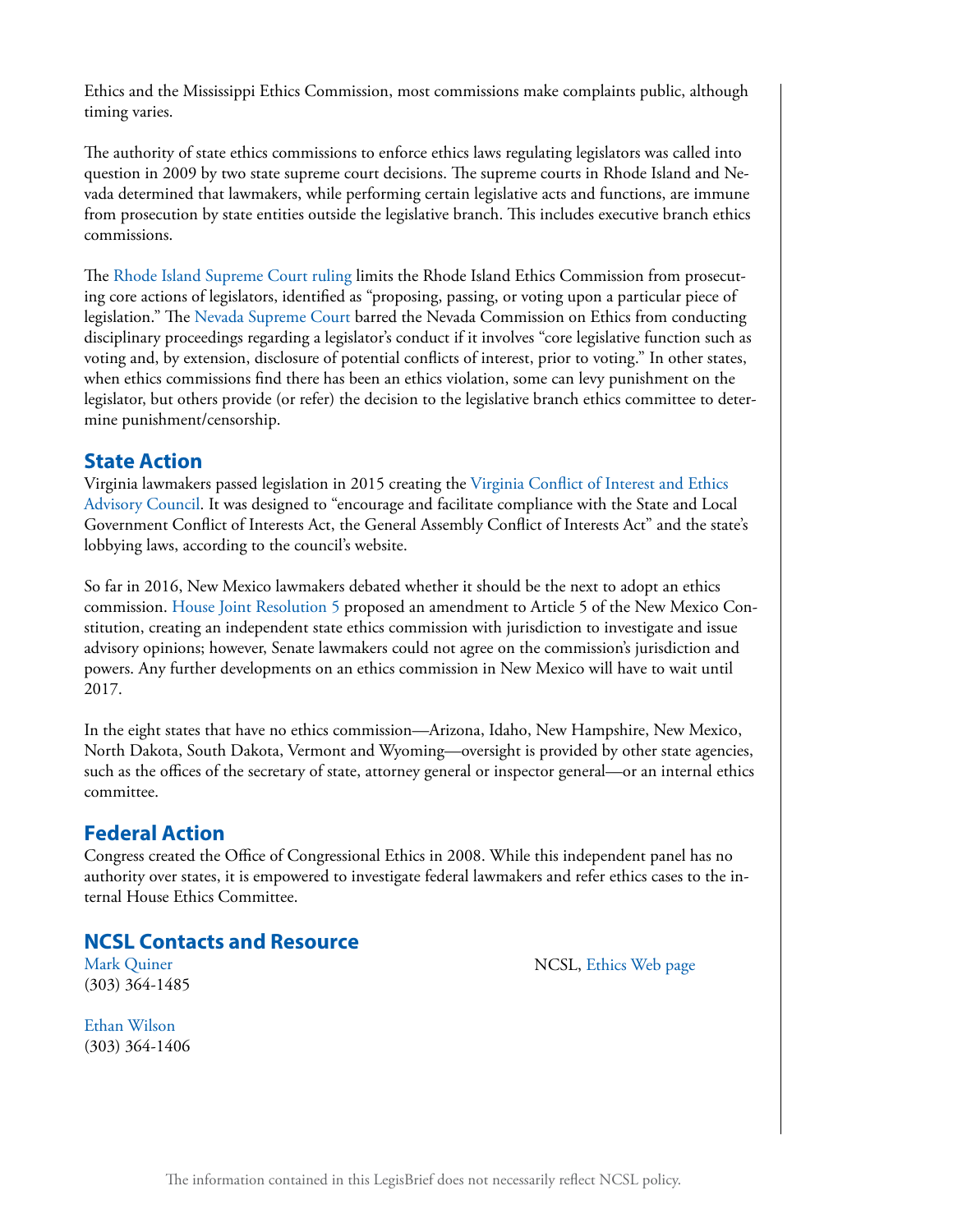Ethics and the Mississippi Ethics Commission, most commissions make complaints public, although timing varies.

The authority of state ethics commissions to enforce ethics laws regulating legislators was called into question in 2009 by two state supreme court decisions. The supreme courts in Rhode Island and Nevada determined that lawmakers, while performing certain legislative acts and functions, are immune from prosecution by state entities outside the legislative branch. This includes executive branch ethics commissions.

The Rhode Island Supreme Court ruling limits the Rhode Island Ethics Commission from prosecuting core actions of legislators, identified as "proposing, passing, or voting upon a particular piece of legislation." The Nevada Supreme Court barred the Nevada Commission on Ethics from conducting disciplinary proceedings regarding a legislator's conduct if it involves "core legislative function such as voting and, by extension, disclosure of potential conflicts of interest, prior to voting." In other states, when ethics commissions find there has been an ethics violation, some can levy punishment on the legislator, but others provide (or refer) the decision to the legislative branch ethics committee to determine punishment/censorship.

## State Action

Virginia lawmakers passed legislation in 2015 creating the Virginia Conflict of Interest and Ethics Advisory Council. It was designed to "encourage and facilitate compliance with the State and Local Government Conflict of Interests Act, the General Assembly Conflict of Interests Act" and the state's lobbying laws, according to the council's website.

So far in 2016, New Mexico lawmakers debated whether it should be the next to adopt an ethics commission. House Joint Resolution 5 proposed an amendment to Article 5 of the New Mexico Constitution, creating an independent state ethics commission with jurisdiction to investigate and issue advisory opinions; however, Senate lawmakers could not agree on the commission's jurisdiction and powers. Any further developments on an ethics commission in New Mexico will have to wait until 2017.

In the eight states that have no ethics commission—Arizona, Idaho, New Hampshire, New Mexico, North Dakota, South Dakota, Vermont and Wyoming—oversight is provided by other state agencies, such as the offices of the secretary of state, attorney general or inspector general—or an internal ethics committee.

## Federal Action

Congress created the Office of Congressional Ethics in 2008. While this independent panel has no authority over states, it is empowered to investigate federal lawmakers and refer ethics cases to the internal House Ethics Committee.

## NCSL Contacts and Resource

Mark Quiner
(303) 364-1485

Ethan Wilson
(303) 364-1406

NCSL, Ethics Web page

The information contained in this LegisBrief does not necessarily reflect NCSL policy.